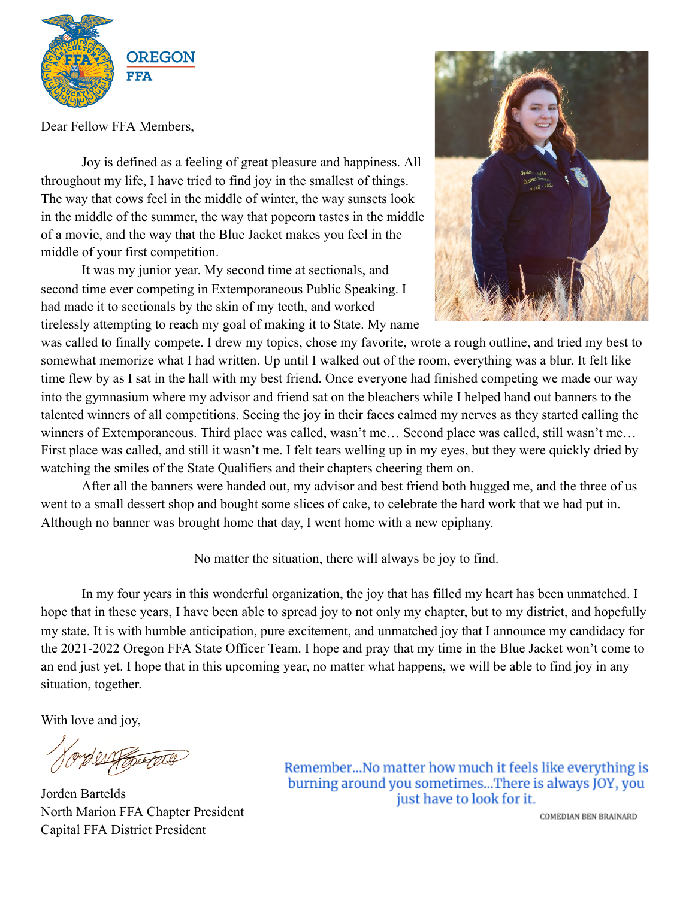OREGON
FFA

Dear Fellow FFA Members,

Joy is defined as a feeling of great pleasure and happiness. All throughout my life, I have tried to find joy in the smallest of things. The way that cows feel in the middle of winter, the way sunsets look in the middle of the summer, the way that popcorn tastes in the middle of a movie, and the way that the Blue Jacket makes you feel in the middle of your first competition.

It was my junior year. My second time at sectionals, and second time ever competing in Extemporaneous Public Speaking. I had made it to sectionals by the skin of my teeth, and worked tirelessly attempting to reach my goal of making it to State. My name was called to finally compete. I drew my topics, chose my favorite, wrote a rough outline, and tried my best to somewhat memorize what I had written. Up until I walked out of the room, everything was a blur. It felt like time flew by as I sat in the hall with my best friend. Once everyone had finished competing we made our way into the gymnasium where my advisor and friend sat on the bleachers while I helped hand out banners to the talented winners of all competitions. Seeing the joy in their faces calmed my nerves as they started calling the winners of Extemporaneous. Third place was called, wasn't me… Second place was called, still wasn't me… First place was called, and still it wasn't me. I felt tears welling up in my eyes, but they were quickly dried by watching the smiles of the State Qualifiers and their chapters cheering them on.

After all the banners were handed out, my advisor and best friend both hugged me, and the three of us went to a small dessert shop and bought some slices of cake, to celebrate the hard work that we had put in. Although no banner was brought home that day, I went home with a new epiphany.

No matter the situation, there will always be joy to find.

In my four years in this wonderful organization, the joy that has filled my heart has been unmatched. I hope that in these years, I have been able to spread joy to not only my chapter, but to my district, and hopefully my state. It is with humble anticipation, pure excitement, and unmatched joy that I announce my candidacy for the 2021-2022 Oregon FFA State Officer Team. I hope and pray that my time in the Blue Jacket won't come to an end just yet. I hope that in this upcoming year, no matter what happens, we will be able to find joy in any situation, together.

With love and joy,

Jorden Bartelds
North Marion FFA Chapter President
Capital FFA District President

Remember...No matter how much it feels like everything is burning around you sometimes...There is always JOY, you just have to look for it.

COMEDIAN BEN BRAINARD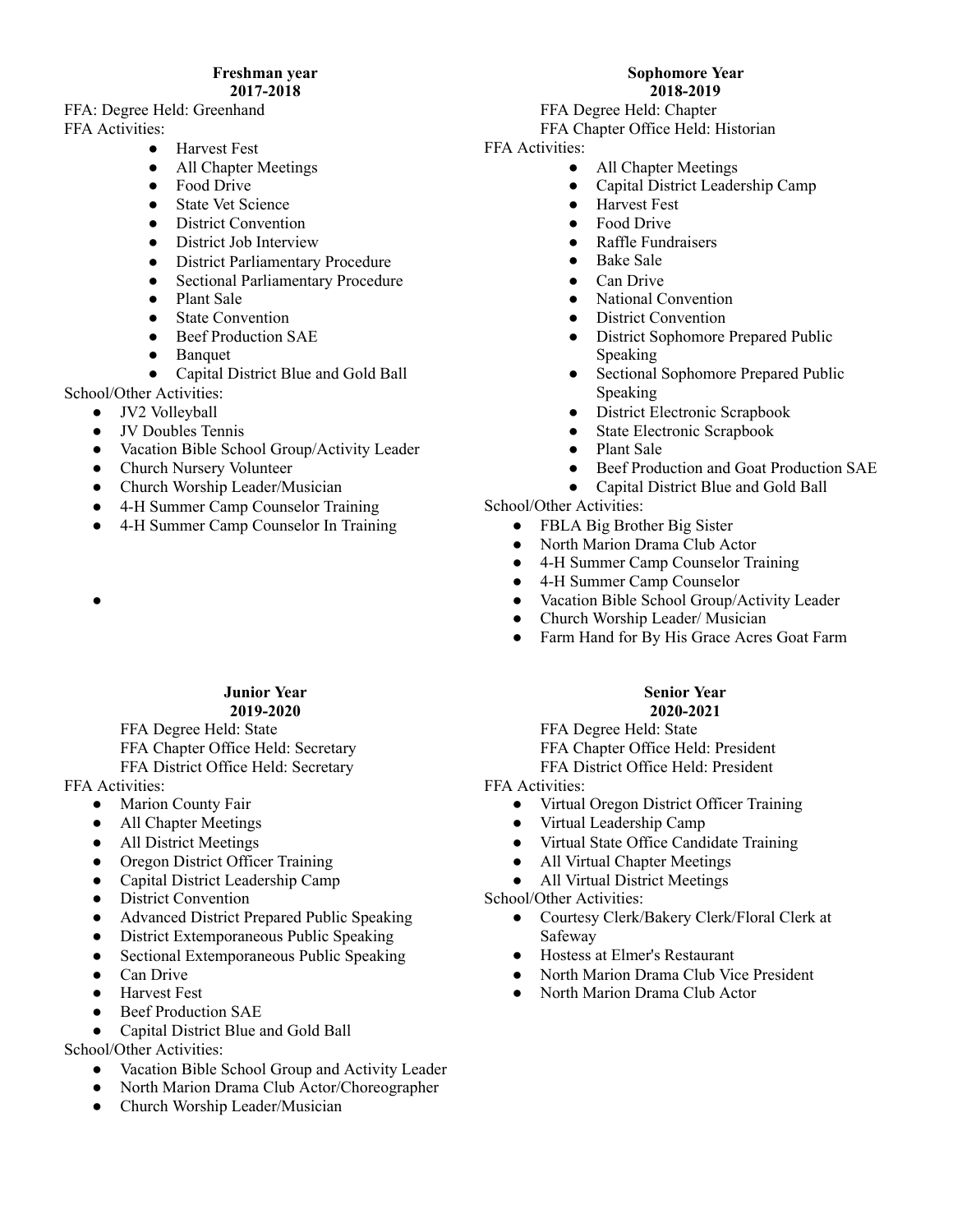**Freshman year**
**2017-2018**

FFA: Degree Held: Greenhand

FFA Activities:

- Harvest Fest
- All Chapter Meetings
- Food Drive
- State Vet Science
- District Convention
- District Job Interview
- District Parliamentary Procedure
- Sectional Parliamentary Procedure
- Plant Sale
- State Convention
- Beef Production SAE
- Banquet
- Capital District Blue and Gold Ball

School/Other Activities:

- JV2 Volleyball
- JV Doubles Tennis
- Vacation Bible School Group/Activity Leader
- Church Nursery Volunteer
- Church Worship Leader/Musician
- 4-H Summer Camp Counselor Training
- 4-H Summer Camp Counselor In Training

**Sophomore Year**
**2018-2019**

FFA Degree Held: Chapter

FFA Chapter Office Held: Historian

FFA Activities:

- All Chapter Meetings
- Capital District Leadership Camp
- Harvest Fest
- Food Drive
- Raffle Fundraisers
- Bake Sale
- Can Drive
- National Convention
- District Convention
- District Sophomore Prepared Public Speaking
- Sectional Sophomore Prepared Public Speaking
- District Electronic Scrapbook
- State Electronic Scrapbook
- Plant Sale
- Beef Production and Goat Production SAE
- Capital District Blue and Gold Ball

School/Other Activities:

- FBLA Big Brother Big Sister
- North Marion Drama Club Actor
- 4-H Summer Camp Counselor Training
- 4-H Summer Camp Counselor
- Vacation Bible School Group/Activity Leader
- Church Worship Leader/ Musician
- Farm Hand for By His Grace Acres Goat Farm

**Junior Year**
**2019-2020**

FFA Degree Held: State

FFA Chapter Office Held: Secretary

FFA District Office Held: Secretary

FFA Activities:

- Marion County Fair
- All Chapter Meetings
- All District Meetings
- Oregon District Officer Training
- Capital District Leadership Camp
- District Convention
- Advanced District Prepared Public Speaking
- District Extemporaneous Public Speaking
- Sectional Extemporaneous Public Speaking
- Can Drive
- Harvest Fest
- Beef Production SAE
- Capital District Blue and Gold Ball

School/Other Activities:

- Vacation Bible School Group and Activity Leader
- North Marion Drama Club Actor/Choreographer
- Church Worship Leader/Musician

**Senior Year**
**2020-2021**

FFA Degree Held: State

FFA Chapter Office Held: President

FFA District Office Held: President

FFA Activities:

- Virtual Oregon District Officer Training
- Virtual Leadership Camp
- Virtual State Office Candidate Training
- All Virtual Chapter Meetings
- All Virtual District Meetings

School/Other Activities:

- Courtesy Clerk/Bakery Clerk/Floral Clerk at Safeway
- Hostess at Elmer's Restaurant
- North Marion Drama Club Vice President
- North Marion Drama Club Actor